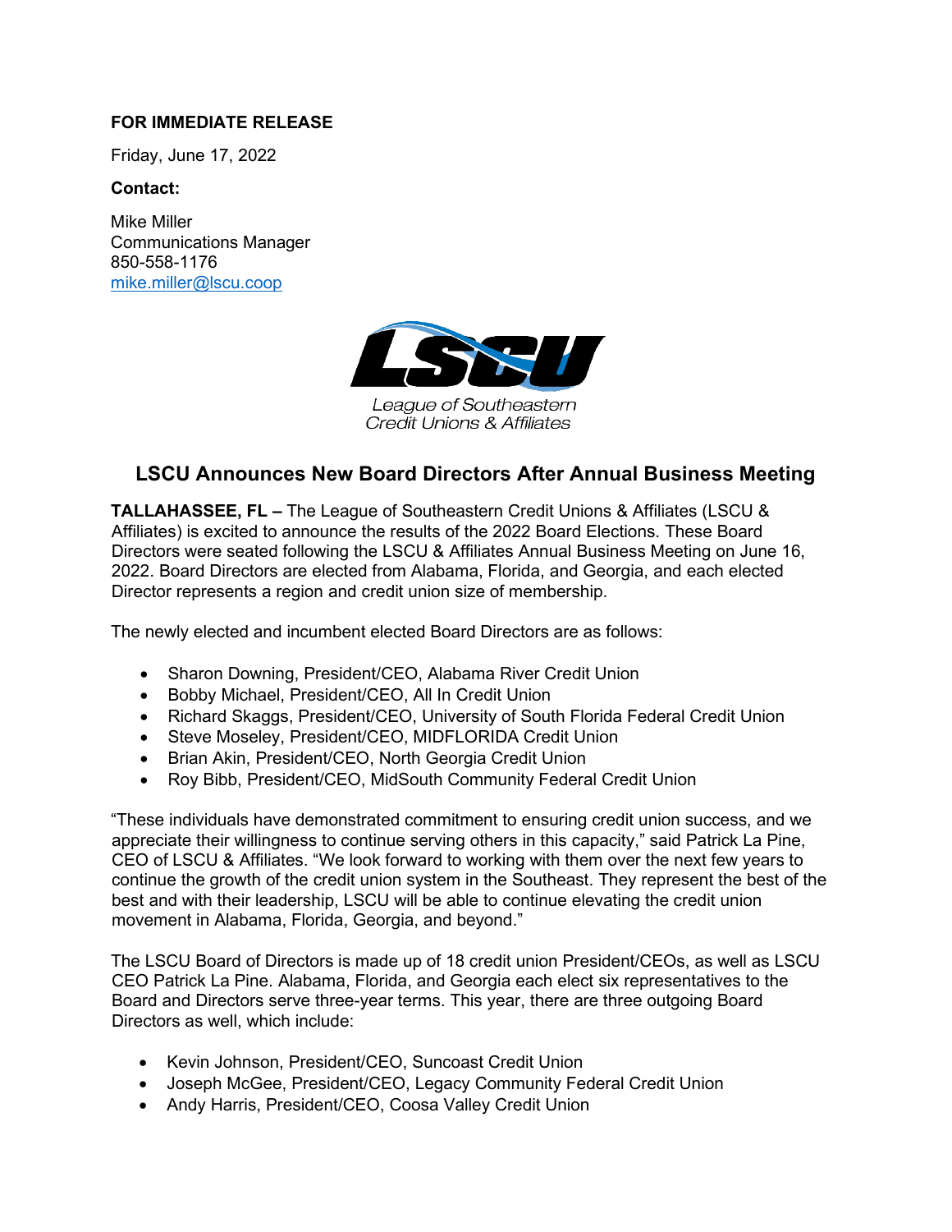**FOR IMMEDIATE RELEASE**

Friday, June 17, 2022

**Contact:**

Mike Miller
Communications Manager
850-558-1176
mike.miller@lscu.coop

League of Southeastern Credit Unions & Affiliates

## LSCU Announces New Board Directors After Annual Business Meeting

**TALLAHASSEE, FL –** The League of Southeastern Credit Unions & Affiliates (LSCU & Affiliates) is excited to announce the results of the 2022 Board Elections. These Board Directors were seated following the LSCU & Affiliates Annual Business Meeting on June 16, 2022. Board Directors are elected from Alabama, Florida, and Georgia, and each elected Director represents a region and credit union size of membership.

The newly elected and incumbent elected Board Directors are as follows:

- Sharon Downing, President/CEO, Alabama River Credit Union
- Bobby Michael, President/CEO, All In Credit Union
- Richard Skaggs, President/CEO, University of South Florida Federal Credit Union
- Steve Moseley, President/CEO, MIDFLORIDA Credit Union
- Brian Akin, President/CEO, North Georgia Credit Union
- Roy Bibb, President/CEO, MidSouth Community Federal Credit Union

"These individuals have demonstrated commitment to ensuring credit union success, and we appreciate their willingness to continue serving others in this capacity," said Patrick La Pine, CEO of LSCU & Affiliates. "We look forward to working with them over the next few years to continue the growth of the credit union system in the Southeast. They represent the best of the best and with their leadership, LSCU will be able to continue elevating the credit union movement in Alabama, Florida, Georgia, and beyond."

The LSCU Board of Directors is made up of 18 credit union President/CEOs, as well as LSCU CEO Patrick La Pine. Alabama, Florida, and Georgia each elect six representatives to the Board and Directors serve three-year terms. This year, there are three outgoing Board Directors as well, which include:

- Kevin Johnson, President/CEO, Suncoast Credit Union
- Joseph McGee, President/CEO, Legacy Community Federal Credit Union
- Andy Harris, President/CEO, Coosa Valley Credit Union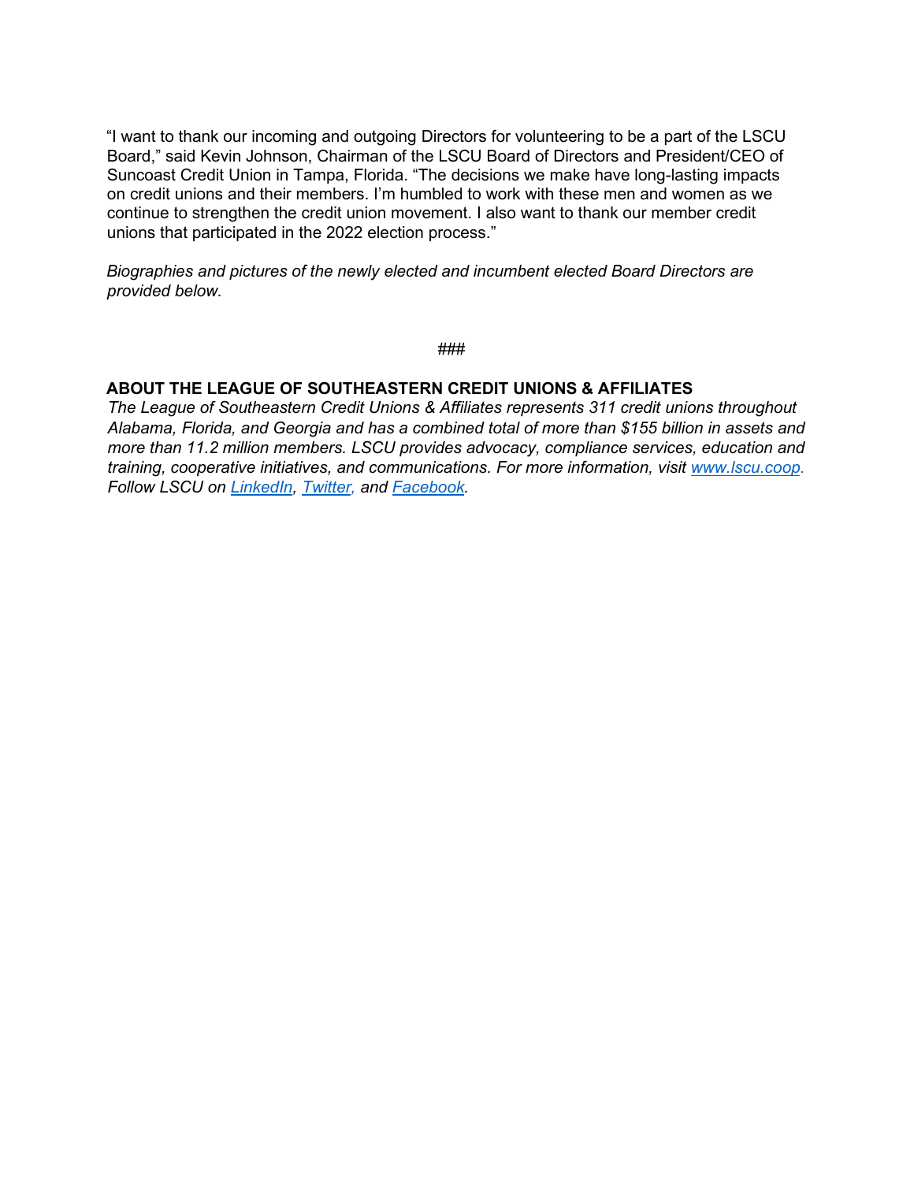"I want to thank our incoming and outgoing Directors for volunteering to be a part of the LSCU Board," said Kevin Johnson, Chairman of the LSCU Board of Directors and President/CEO of Suncoast Credit Union in Tampa, Florida. "The decisions we make have long-lasting impacts on credit unions and their members. I'm humbled to work with these men and women as we continue to strengthen the credit union movement. I also want to thank our member credit unions that participated in the 2022 election process."

*Biographies and pictures of the newly elected and incumbent elected Board Directors are provided below.*

###

**ABOUT THE LEAGUE OF SOUTHEASTERN CREDIT UNIONS & AFFILIATES**

*The League of Southeastern Credit Unions & Affiliates represents 311 credit unions throughout Alabama, Florida, and Georgia and has a combined total of more than $155 billion in assets and more than 11.2 million members. LSCU provides advocacy, compliance services, education and training, cooperative initiatives, and communications. For more information, visit [www.lscu.coop](http://www.lscu.coop). Follow LSCU on [LinkedIn](), [Twitter](), and [Facebook]().*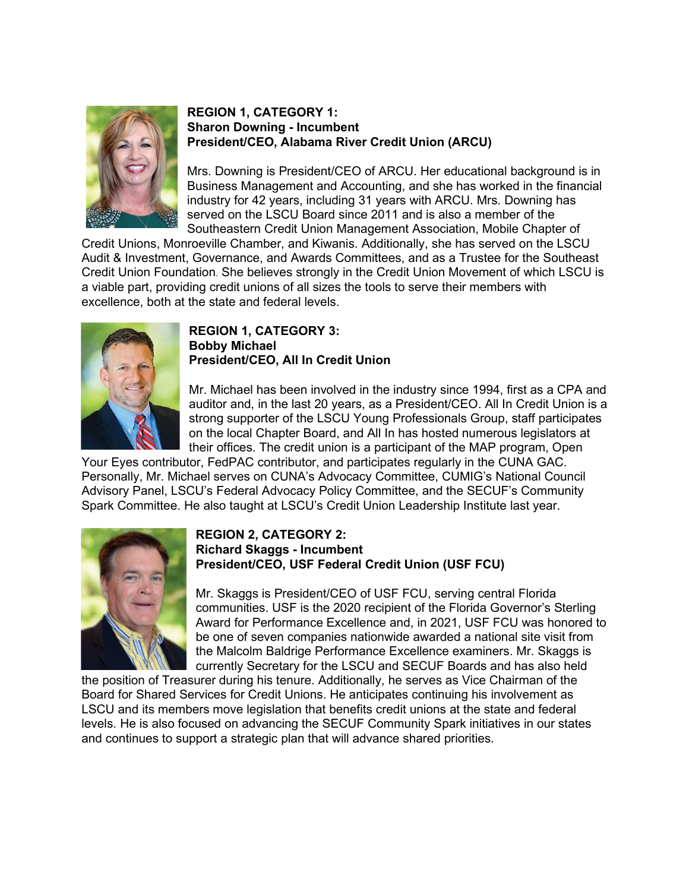**REGION 1, CATEGORY 1:**
**Sharon Downing - Incumbent**
**President/CEO, Alabama River Credit Union (ARCU)**

Mrs. Downing is President/CEO of ARCU. Her educational background is in Business Management and Accounting, and she has worked in the financial industry for 42 years, including 31 years with ARCU. Mrs. Downing has served on the LSCU Board since 2011 and is also a member of the Southeastern Credit Union Management Association, Mobile Chapter of Credit Unions, Monroeville Chamber, and Kiwanis. Additionally, she has served on the LSCU Audit & Investment, Governance, and Awards Committees, and as a Trustee for the Southeast Credit Union Foundation. She believes strongly in the Credit Union Movement of which LSCU is a viable part, providing credit unions of all sizes the tools to serve their members with excellence, both at the state and federal levels.

**REGION 1, CATEGORY 3:**
**Bobby Michael**
**President/CEO, All In Credit Union**

Mr. Michael has been involved in the industry since 1994, first as a CPA and auditor and, in the last 20 years, as a President/CEO. All In Credit Union is a strong supporter of the LSCU Young Professionals Group, staff participates on the local Chapter Board, and All In has hosted numerous legislators at their offices. The credit union is a participant of the MAP program, Open Your Eyes contributor, FedPAC contributor, and participates regularly in the CUNA GAC. Personally, Mr. Michael serves on CUNA's Advocacy Committee, CUMIG's National Council Advisory Panel, LSCU's Federal Advocacy Policy Committee, and the SECUF's Community Spark Committee. He also taught at LSCU's Credit Union Leadership Institute last year.

**REGION 2, CATEGORY 2:**
**Richard Skaggs - Incumbent**
**President/CEO, USF Federal Credit Union (USF FCU)**

Mr. Skaggs is President/CEO of USF FCU, serving central Florida communities. USF is the 2020 recipient of the Florida Governor's Sterling Award for Performance Excellence and, in 2021, USF FCU was honored to be one of seven companies nationwide awarded a national site visit from the Malcolm Baldrige Performance Excellence examiners. Mr. Skaggs is currently Secretary for the LSCU and SECUF Boards and has also held the position of Treasurer during his tenure. Additionally, he serves as Vice Chairman of the Board for Shared Services for Credit Unions. He anticipates continuing his involvement as LSCU and its members move legislation that benefits credit unions at the state and federal levels. He is also focused on advancing the SECUF Community Spark initiatives in our states and continues to support a strategic plan that will advance shared priorities.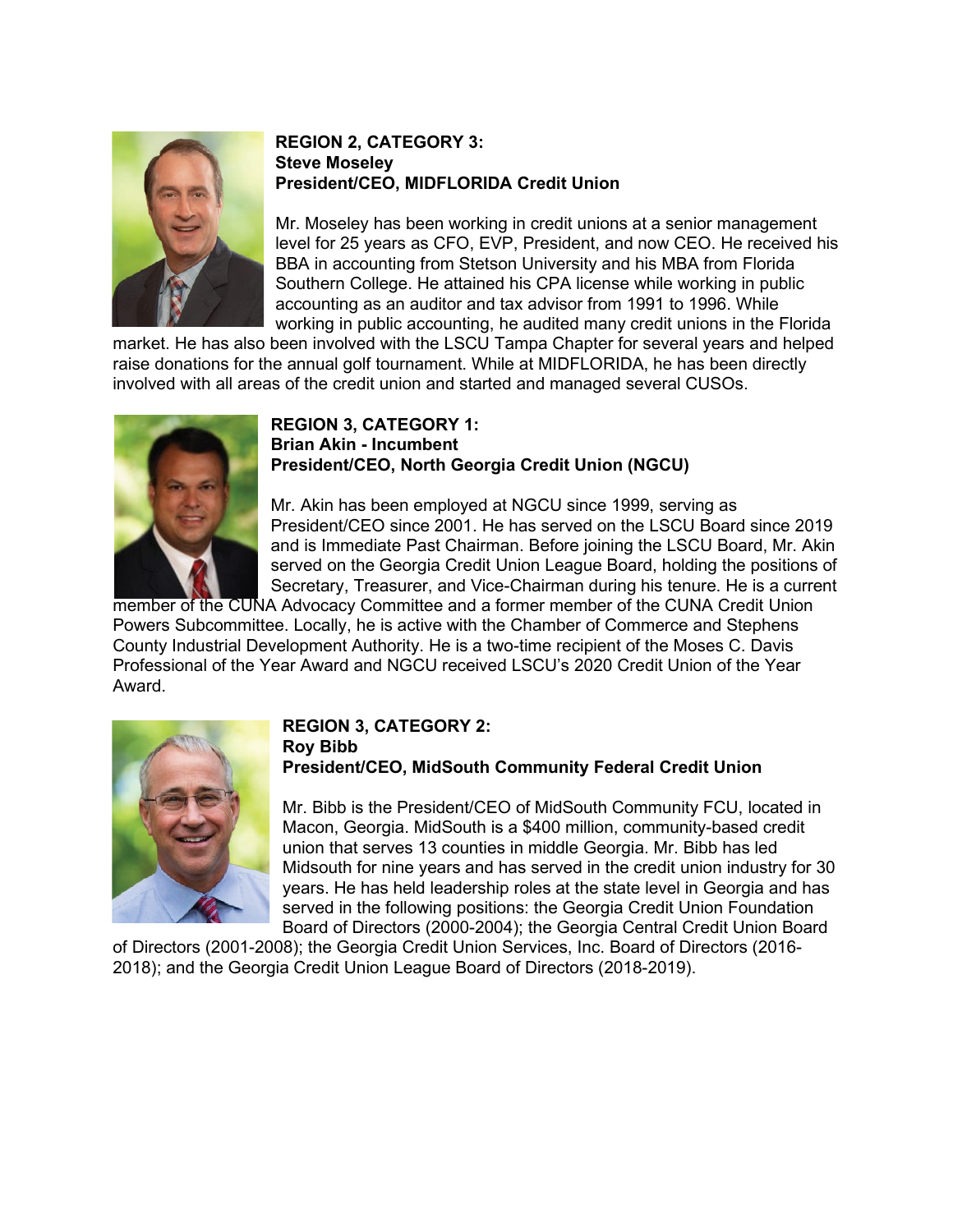**REGION 2, CATEGORY 3:**
**Steve Moseley**
**President/CEO, MIDFLORIDA Credit Union**

Mr. Moseley has been working in credit unions at a senior management level for 25 years as CFO, EVP, President, and now CEO. He received his BBA in accounting from Stetson University and his MBA from Florida Southern College. He attained his CPA license while working in public accounting as an auditor and tax advisor from 1991 to 1996. While working in public accounting, he audited many credit unions in the Florida market. He has also been involved with the LSCU Tampa Chapter for several years and helped raise donations for the annual golf tournament. While at MIDFLORIDA, he has been directly involved with all areas of the credit union and started and managed several CUSOs.

**REGION 3, CATEGORY 1:**
**Brian Akin - Incumbent**
**President/CEO, North Georgia Credit Union (NGCU)**

Mr. Akin has been employed at NGCU since 1999, serving as President/CEO since 2001. He has served on the LSCU Board since 2019 and is Immediate Past Chairman. Before joining the LSCU Board, Mr. Akin served on the Georgia Credit Union League Board, holding the positions of Secretary, Treasurer, and Vice-Chairman during his tenure. He is a current member of the CUNA Advocacy Committee and a former member of the CUNA Credit Union Powers Subcommittee. Locally, he is active with the Chamber of Commerce and Stephens County Industrial Development Authority. He is a two-time recipient of the Moses C. Davis Professional of the Year Award and NGCU received LSCU's 2020 Credit Union of the Year Award.

**REGION 3, CATEGORY 2:**
**Roy Bibb**
**President/CEO, MidSouth Community Federal Credit Union**

Mr. Bibb is the President/CEO of MidSouth Community FCU, located in Macon, Georgia. MidSouth is a $400 million, community-based credit union that serves 13 counties in middle Georgia. Mr. Bibb has led Midsouth for nine years and has served in the credit union industry for 30 years. He has held leadership roles at the state level in Georgia and has served in the following positions: the Georgia Credit Union Foundation Board of Directors (2000-2004); the Georgia Central Credit Union Board of Directors (2001-2008); the Georgia Credit Union Services, Inc. Board of Directors (2016-2018); and the Georgia Credit Union League Board of Directors (2018-2019).